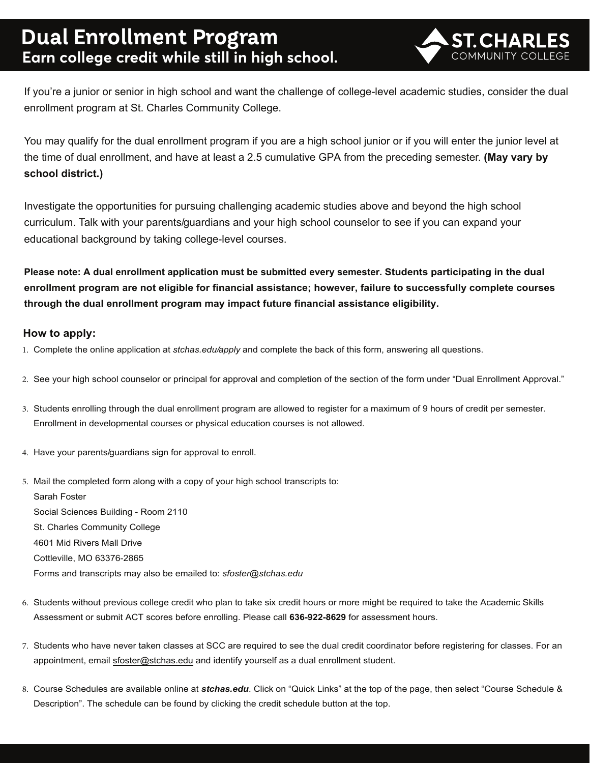# Dual Enrollment Program

## Earn college credit while still in high school.

ST. CHARLES COMMUNITY COLLEGE

If you're a junior or senior in high school and want the challenge of college-level academic studies, consider the dual enrollment program at St. Charles Community College.

You may qualify for the dual enrollment program if you are a high school junior or if you will enter the junior level at the time of dual enrollment, and have at least a 2.5 cumulative GPA from the preceding semester. **(May vary by school district.)**

Investigate the opportunities for pursuing challenging academic studies above and beyond the high school curriculum. Talk with your parents/guardians and your high school counselor to see if you can expand your educational background by taking college-level courses.

**Please note: A dual enrollment application must be submitted every semester. Students participating in the dual enrollment program are not eligible for financial assistance; however, failure to successfully complete courses through the dual enrollment program may impact future financial assistance eligibility.**

### How to apply:

1. Complete the online application at *stchas.edu/apply* and complete the back of this form, answering all questions.
2. See your high school counselor or principal for approval and completion of the section of the form under "Dual Enrollment Approval."
3. Students enrolling through the dual enrollment program are allowed to register for a maximum of 9 hours of credit per semester. Enrollment in developmental courses or physical education courses is not allowed.
4. Have your parents/guardians sign for approval to enroll.
5. Mail the completed form along with a copy of your high school transcripts to:
   Sarah Foster
   Social Sciences Building - Room 2110
   St. Charles Community College
   4601 Mid Rivers Mall Drive
   Cottleville, MO 63376-2865
   Forms and transcripts may also be emailed to: *sfoster@stchas.edu*
6. Students without previous college credit who plan to take six credit hours or more might be required to take the Academic Skills Assessment or submit ACT scores before enrolling. Please call **636-922-8629** for assessment hours.
7. Students who have never taken classes at SCC are required to see the dual credit coordinator before registering for classes. For an appointment, email sfoster@stchas.edu and identify yourself as a dual enrollment student.
8. Course Schedules are available online at ***stchas.edu***. Click on "Quick Links" at the top of the page, then select "Course Schedule & Description". The schedule can be found by clicking the credit schedule button at the top.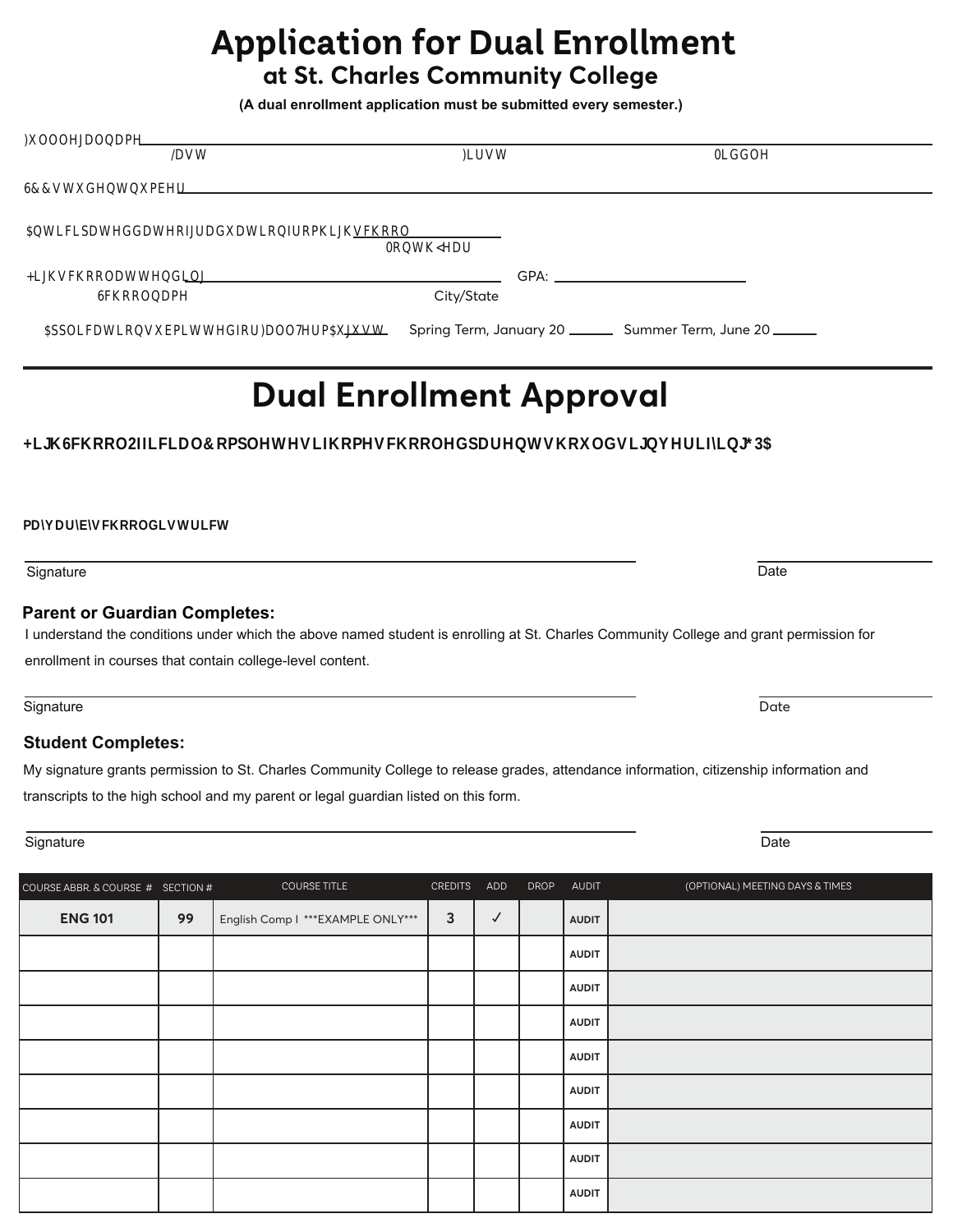# Application for Dual Enrollment

## at St. Charles Community College

**(A dual enrollment application must be submitted every semester.)**

Full legal name ______________________________________________
Last First Middle

SCC student number ______________________________________________

Anticipated date of graduation from high school ______________
Month/Year

High school attending ______________________________ GPA: ______________
School name City/State

Application submitted for: Fall Term, August Spring Term, January 20 ______ Summer Term, June 20 ______

---

# Dual Enrollment Approval

**High School Official Completes (if homeschooled, parent should sign verifying GPA)**

**may vary by school district**

______________________________________________ ______________
Signature Date

### Parent or Guardian Completes:

I understand the conditions under which the above named student is enrolling at St. Charles Community College and grant permission for enrollment in courses that contain college-level content.

______________________________________________ ______________
Signature Date

### Student Completes:

My signature grants permission to St. Charles Community College to release grades, attendance information, citizenship information and transcripts to the high school and my parent or legal guardian listed on this form.

______________________________________________ ______________
Signature Date

| COURSE ABBR. & COURSE # | SECTION # | COURSE TITLE | CREDITS | ADD | DROP | AUDIT | (OPTIONAL) MEETING DAYS & TIMES |
|---|---|---|---|---|---|---|---|
| ENG 101 | 99 | English Comp I ***EXAMPLE ONLY*** | 3 | ✓ | | AUDIT | |
| | | | | | | AUDIT | |
| | | | | | | AUDIT | |
| | | | | | | AUDIT | |
| | | | | | | AUDIT | |
| | | | | | | AUDIT | |
| | | | | | | AUDIT | |
| | | | | | | AUDIT | |
| | | | | | | AUDIT | |